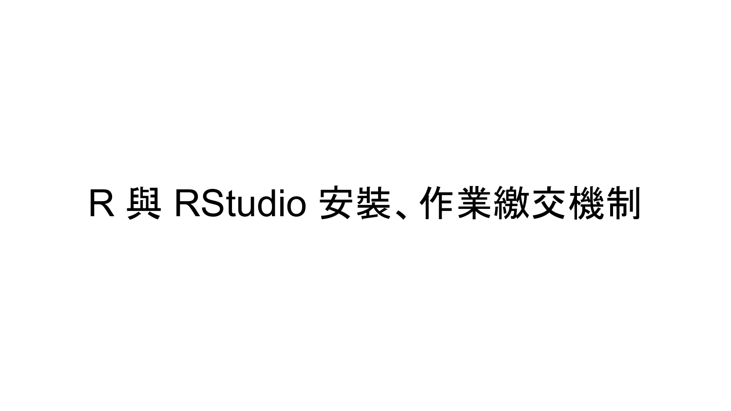# R 與 RStudio 安裝、作業繳交機制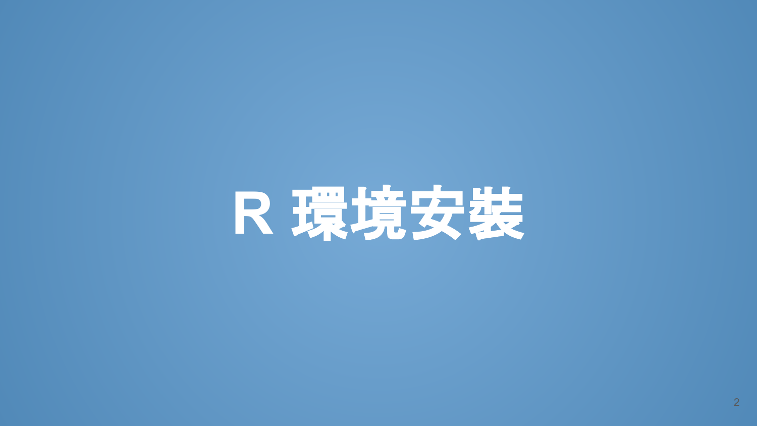# R 環境安裝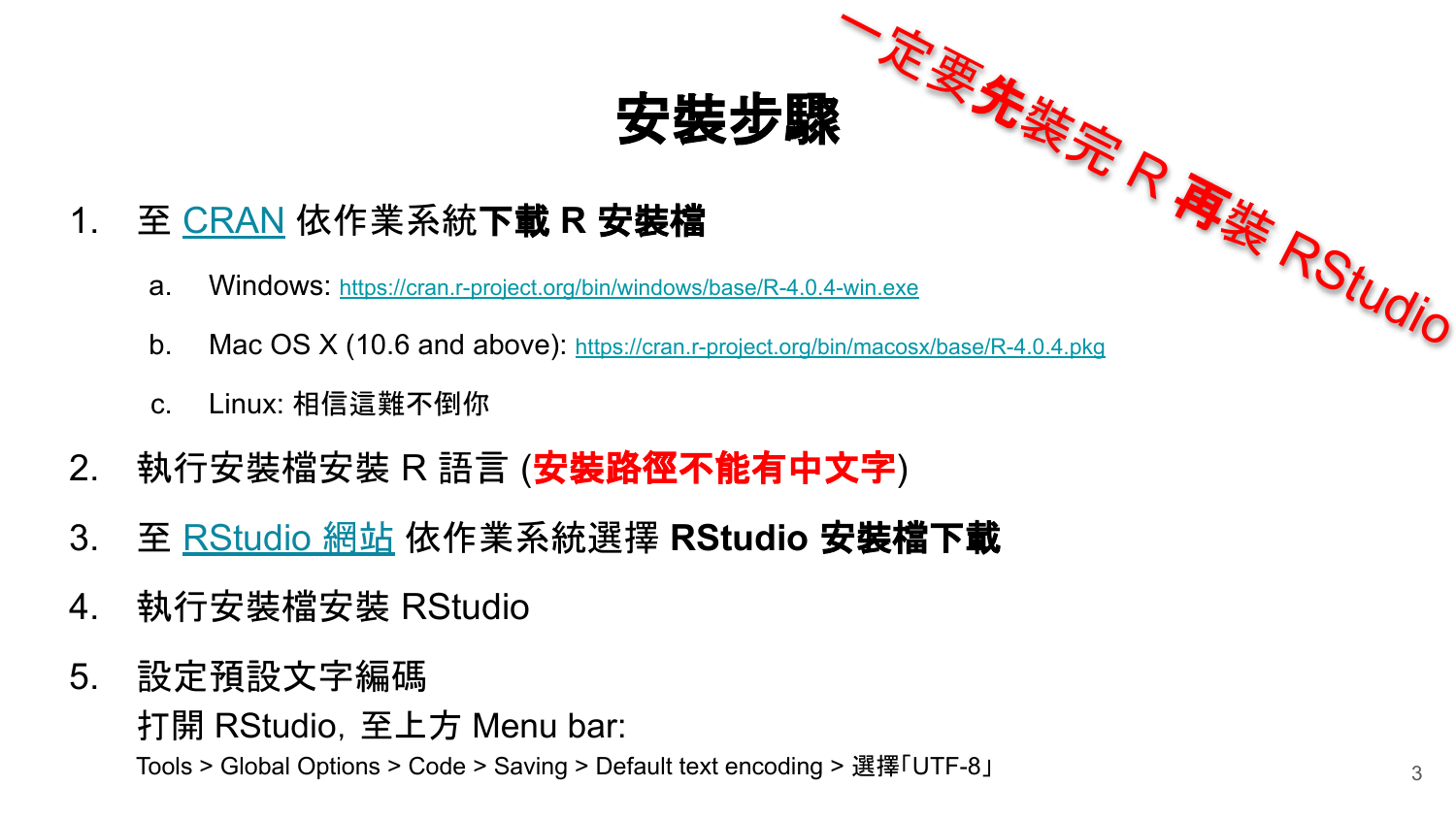# 安裝步驟

一定要**先**裝完 R **再**裝 RStudio

1. 至 CRAN 依作業系統**下載 R 安裝檔**
   a. Windows: https://cran.r-project.org/bin/windows/base/R-4.0.4-win.exe
   b. Mac OS X (10.6 and above): https://cran.r-project.org/bin/macosx/base/R-4.0.4.pkg
   c. Linux: 相信這難不倒你
2. 執行安裝檔安裝 R 語言 (**安裝路徑不能有中文字**)
3. 至 RStudio 網站 依作業系統選擇 **RStudio 安裝檔下載**
4. 執行安裝檔安裝 RStudio
5. 設定預設文字編碼
   打開 RStudio, 至上方 Menu bar:
   Tools > Global Options > Code > Saving > Default text encoding > 選擇「UTF-8」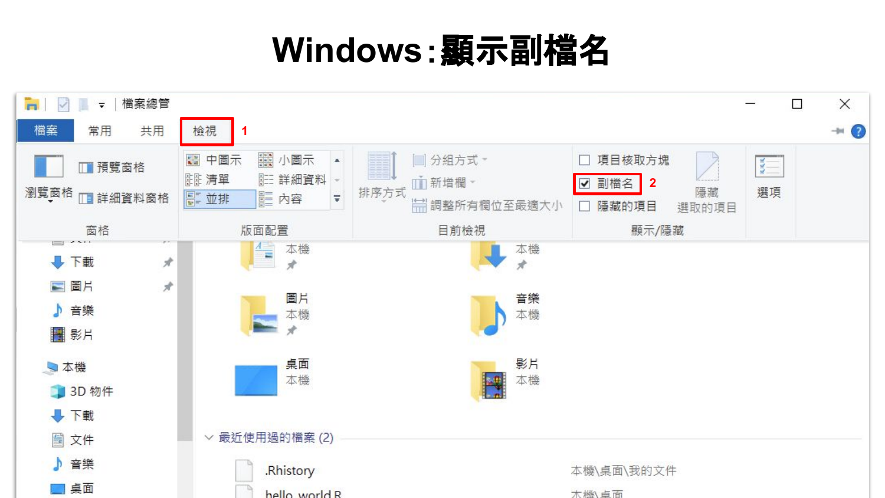# Windows：顯示副檔名

檢視 1

副檔名 2

最近使用過的檔案 (2)

.Rhistory 本機\桌面\我的文件

hello_world.R 本機\桌面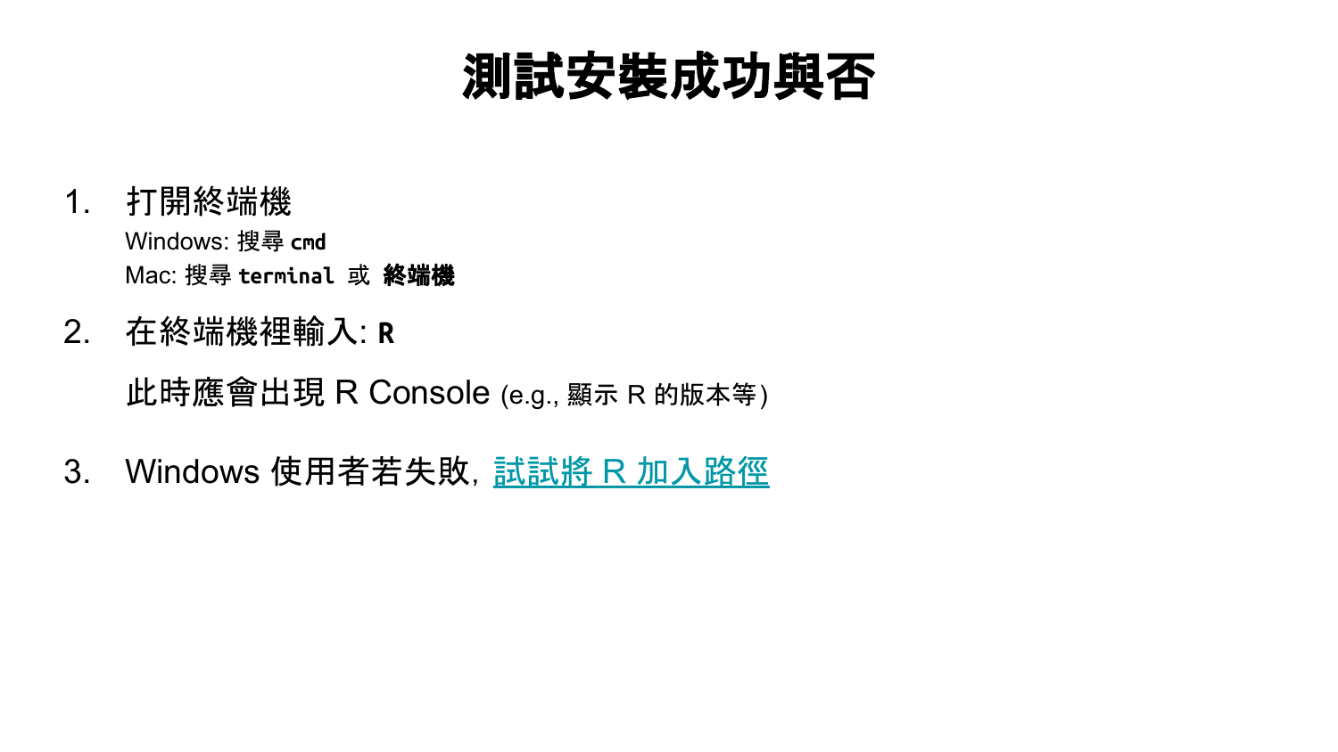# 測試安裝成功與否

1. 打開終端機

   Windows: 搜尋 `cmd`

   Mac: 搜尋 `terminal` 或 **終端機**

2. 在終端機裡輸入: `R`

   此時應會出現 R Console (e.g., 顯示 R 的版本等)

3. Windows 使用者若失敗, 試試將 R 加入路徑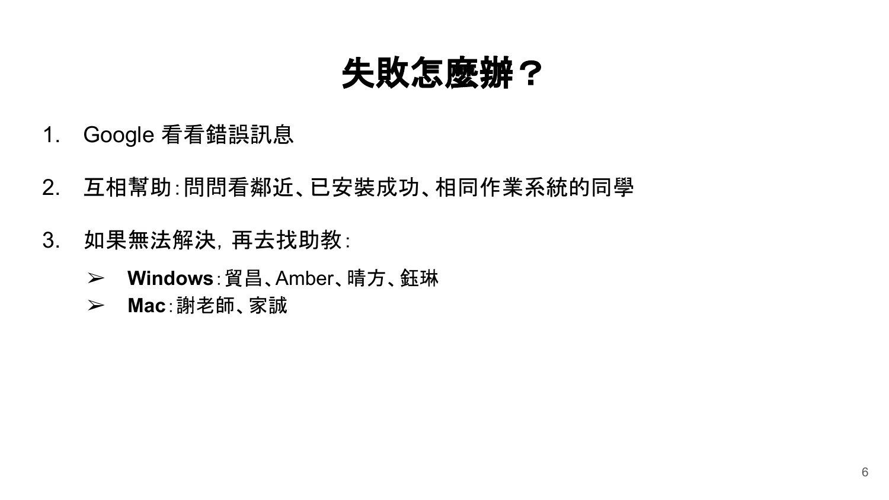# 失敗怎麼辦？

1. Google 看看錯誤訊息
2. 互相幫助：問問看鄰近、已安裝成功、相同作業系統的同學
3. 如果無法解決，再去找助教：
   - **Windows**：貿昌、Amber、晴方、鈺琳
   - **Mac**：謝老師、家誠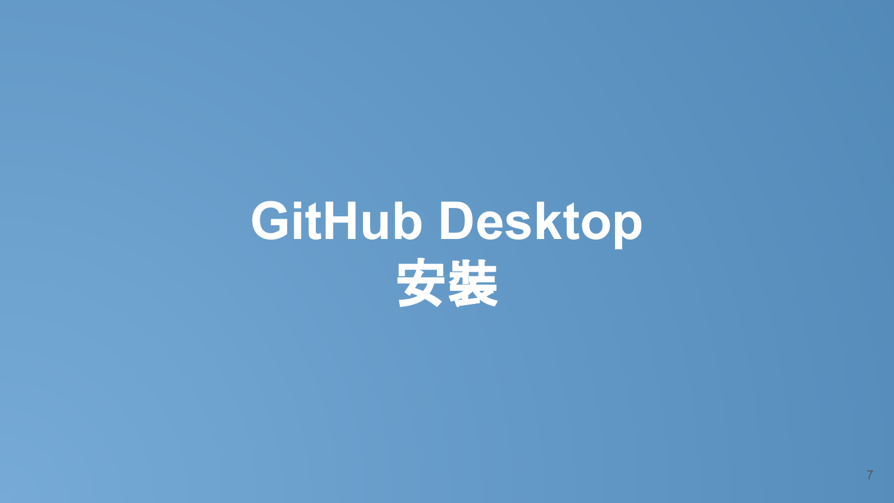# GitHub Desktop
# 安裝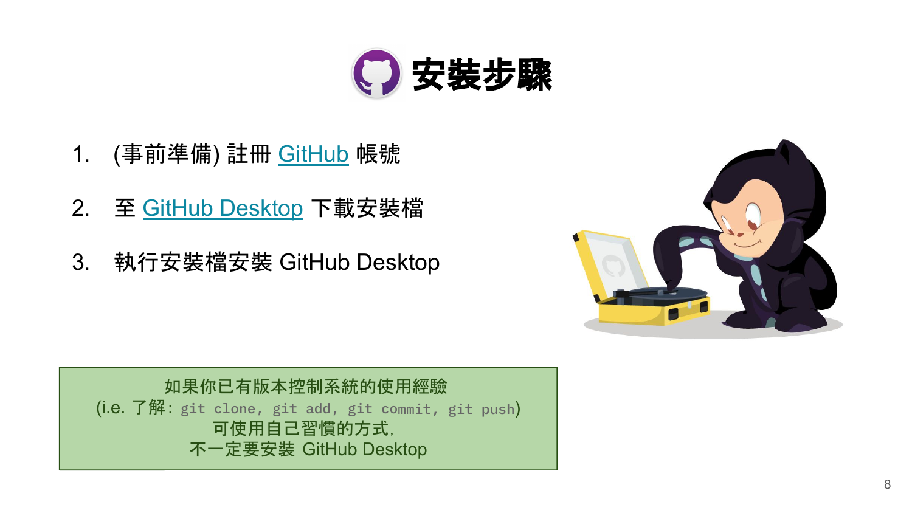# 安裝步驟

1. (事前準備) 註冊 GitHub 帳號
2. 至 GitHub Desktop 下載安裝檔
3. 執行安裝檔安裝 GitHub Desktop

如果你已有版本控制系統的使用經驗
(i.e. 了解: `git clone`, `git add`, `git commit`, `git push`)
可使用自己習慣的方式,
不一定要安裝 GitHub Desktop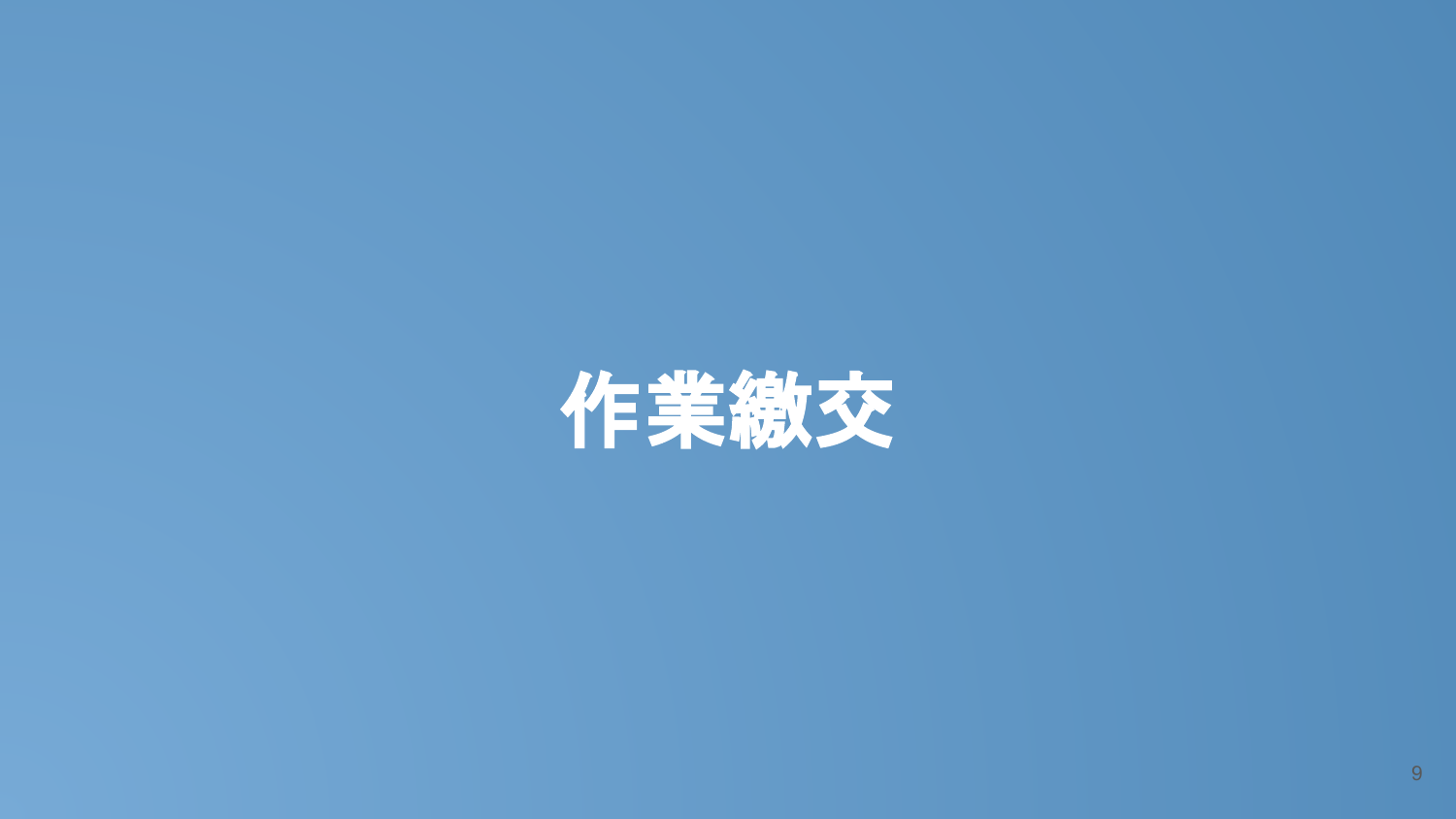# 作業繳交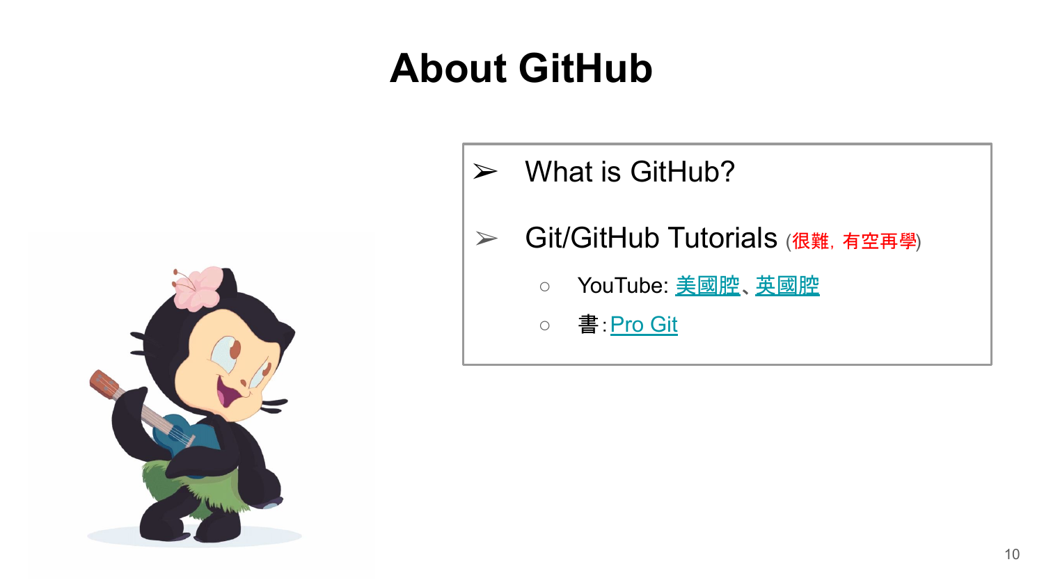# About GitHub

- What is GitHub?
- Git/GitHub Tutorials (很難，有空再學)
  - YouTube: 美國腔、英國腔
  - 書：Pro Git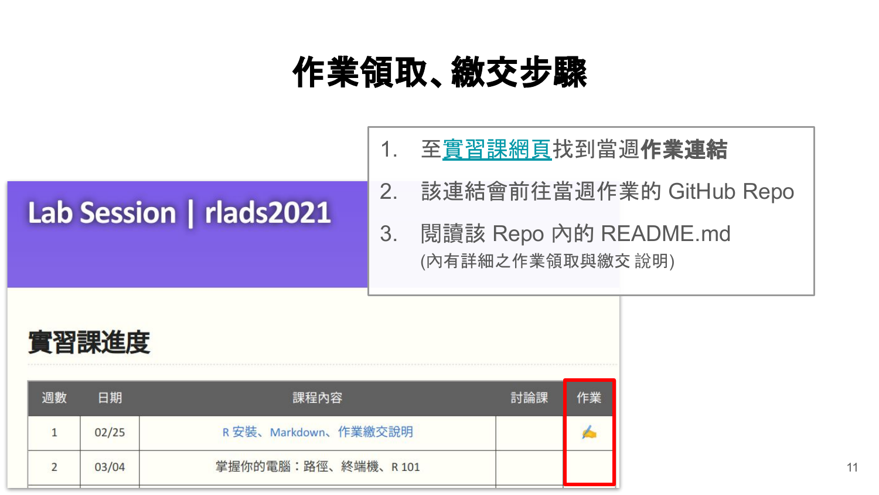# 作業領取、繳交步驟

1. 至實習課網頁找到當週**作業連結**
2. 該連結會前往當週作業的 GitHub Repo
3. 閱讀該 Repo 內的 README.md
   (內有詳細之作業領取與繳交 說明)

Lab Session | rlads2021

## 實習課進度

| 週數 | 日期 | 課程內容 | 討論課 | 作業 |
|---|---|---|---|---|
| 1 | 02/25 | R 安裝、Markdown、作業繳交說明 | | ✍ |
| 2 | 03/04 | 掌握你的電腦：路徑、終端機、R 101 | | |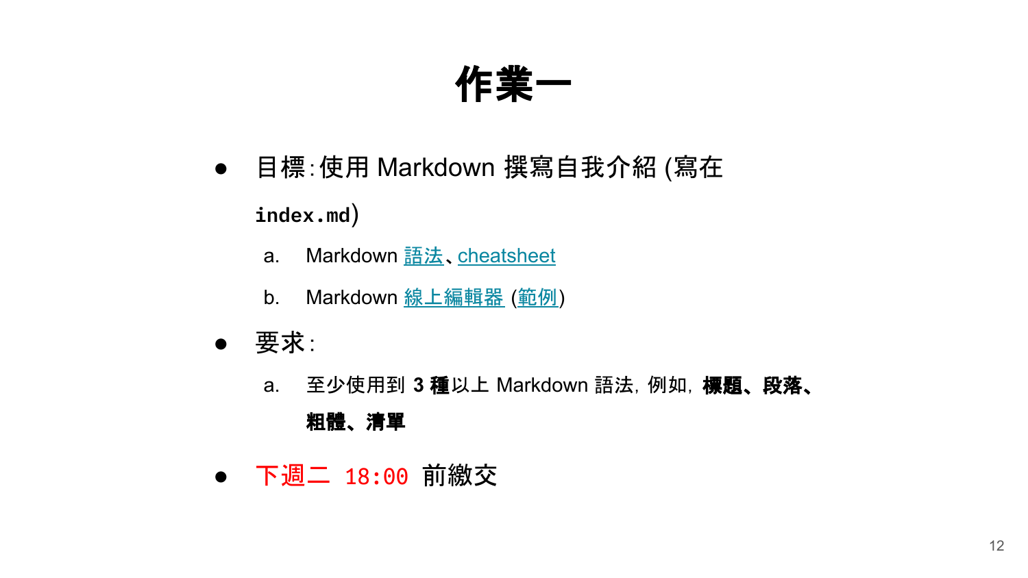# 作業一

- 目標：使用 Markdown 撰寫自我介紹 (寫在 `index.md`)
    a. Markdown 語法、cheatsheet
    b. Markdown 線上編輯器 (範例)
- 要求：
    a. 至少使用到 **3 種**以上 Markdown 語法，例如，**標題、段落、粗體、清單**
- 下週二 `18:00` 前繳交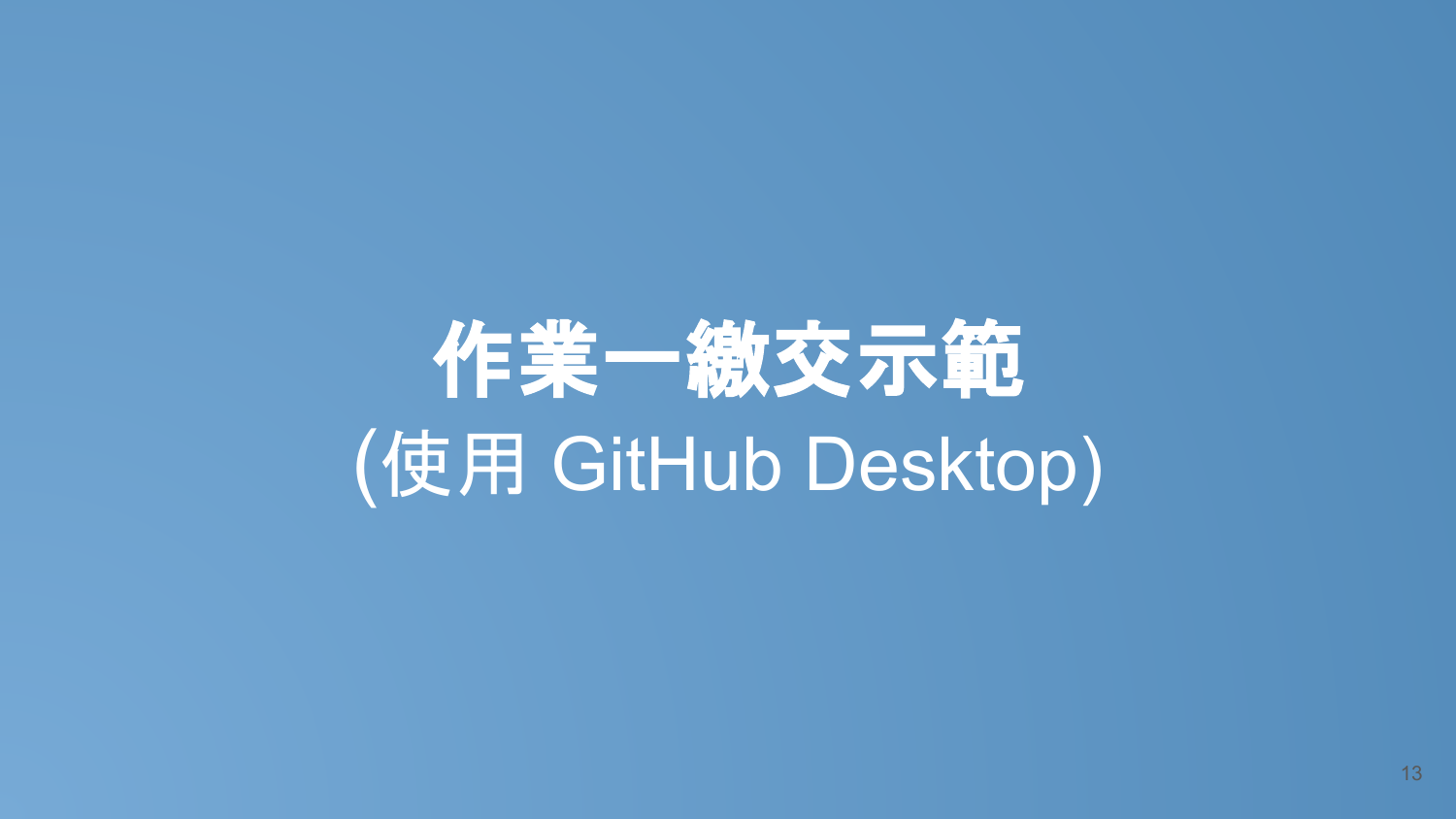# 作業一繳交示範

(使用 GitHub Desktop)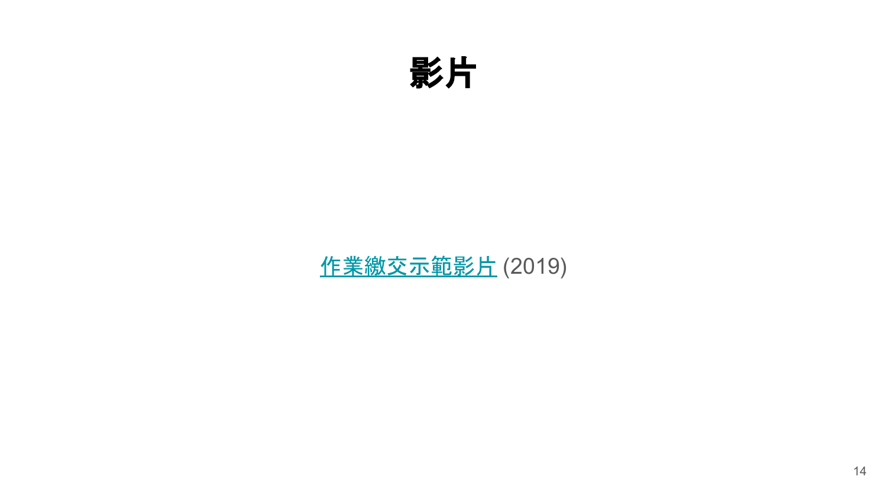# 影片

作業繳交示範影片 (2019)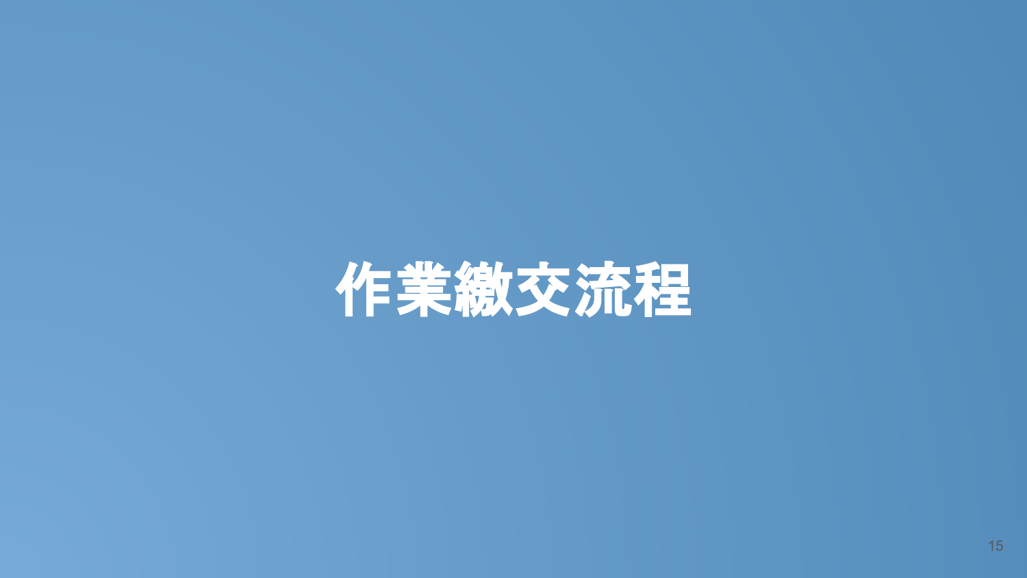# 作業繳交流程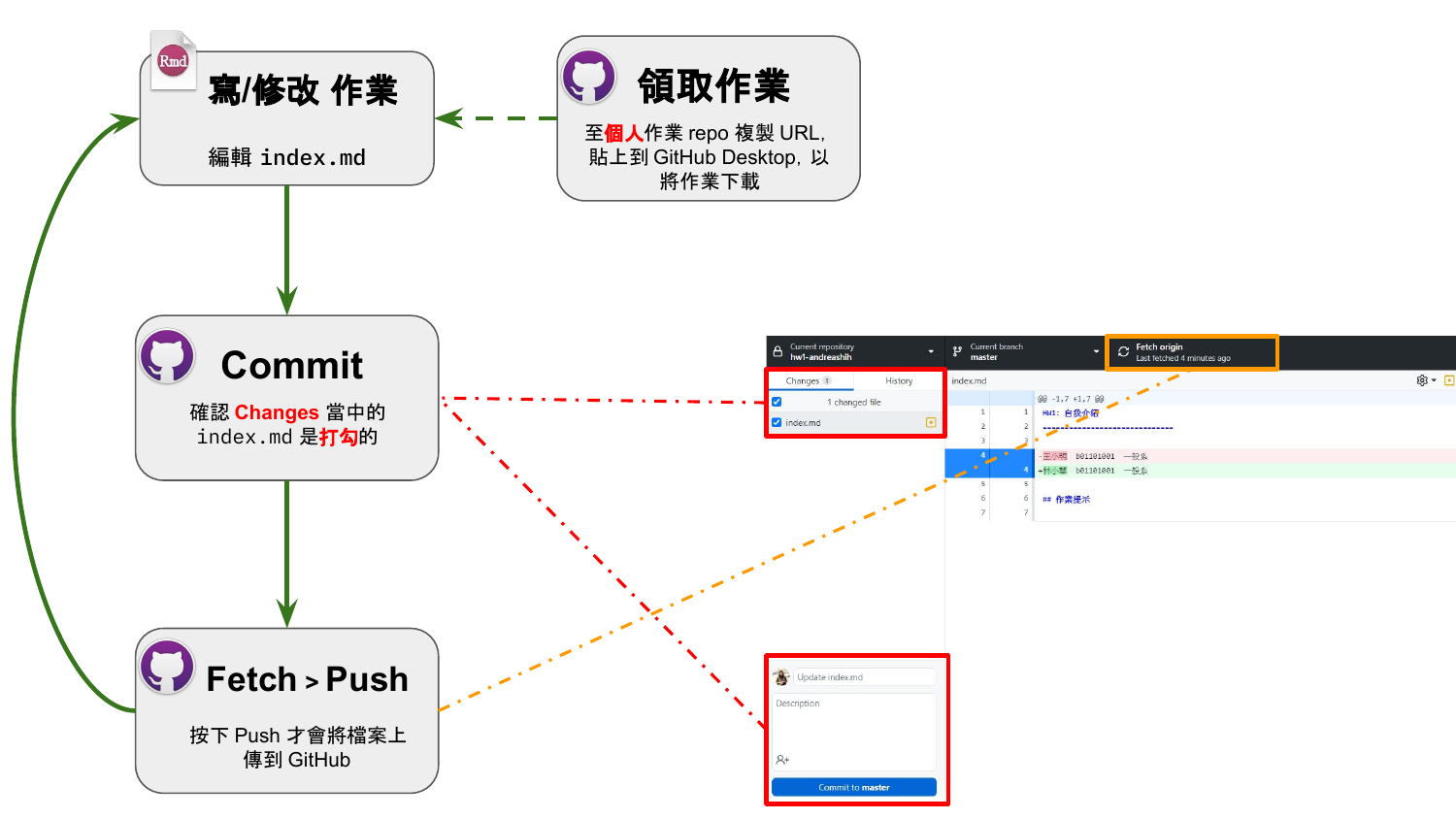## 寫/修改 作業

編輯 index.md

## 領取作業

至**個人**作業 repo 複製 URL，貼上到 GitHub Desktop，以將作業下載

## Commit

確認 **Changes** 當中的 index.md 是**打勾**的

## Fetch > Push

按下 Push 才會將檔案上傳到 GitHub

Current repository
hw1-andreashih

Current branch
master

Fetch origin
Last fetched 4 minutes ago

Changes 1

History

1 changed file

index.md

Update index.md

Description

Commit to master